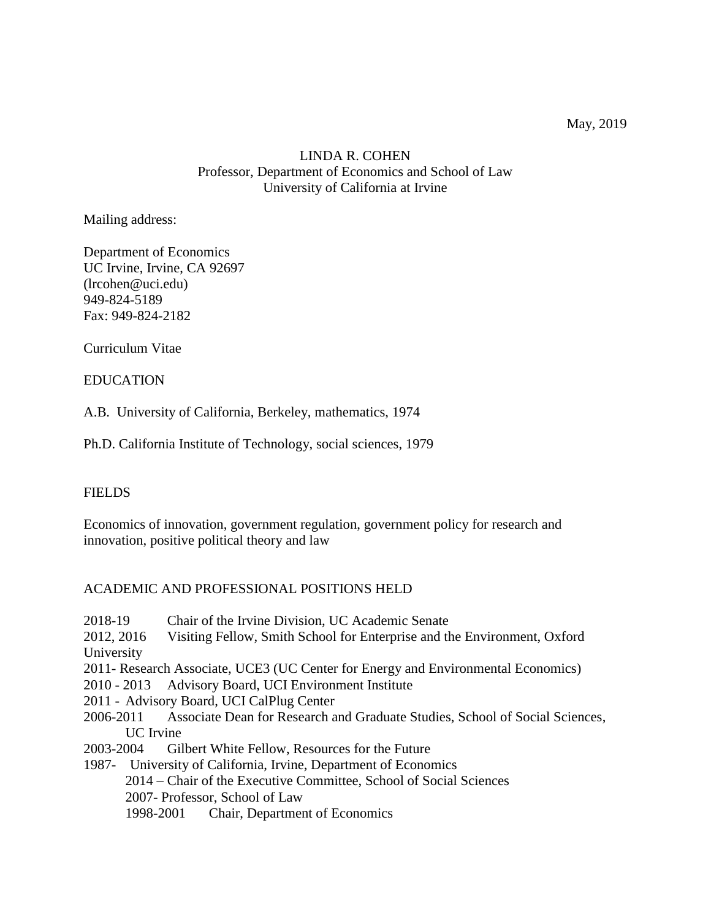May, 2019

LINDA R. COHEN
Professor, Department of Economics and School of Law
University of California at Irvine

Mailing address:

Department of Economics
UC Irvine, Irvine, CA 92697
(lrcohen@uci.edu)
949-824-5189
Fax: 949-824-2182

Curriculum Vitae

## EDUCATION

A.B. University of California, Berkeley, mathematics, 1974

Ph.D. California Institute of Technology, social sciences, 1979

## FIELDS

Economics of innovation, government regulation, government policy for research and innovation, positive political theory and law

## ACADEMIC AND PROFESSIONAL POSITIONS HELD

2018-19 Chair of the Irvine Division, UC Academic Senate
2012, 2016 Visiting Fellow, Smith School for Enterprise and the Environment, Oxford University
2011- Research Associate, UCE3 (UC Center for Energy and Environmental Economics)
2010 - 2013 Advisory Board, UCI Environment Institute
2011 - Advisory Board, UCI CalPlug Center
2006-2011 Associate Dean for Research and Graduate Studies, School of Social Sciences, UC Irvine
2003-2004 Gilbert White Fellow, Resources for the Future
1987- University of California, Irvine, Department of Economics
- 2014 – Chair of the Executive Committee, School of Social Sciences
- 2007- Professor, School of Law
- 1998-2001 Chair, Department of Economics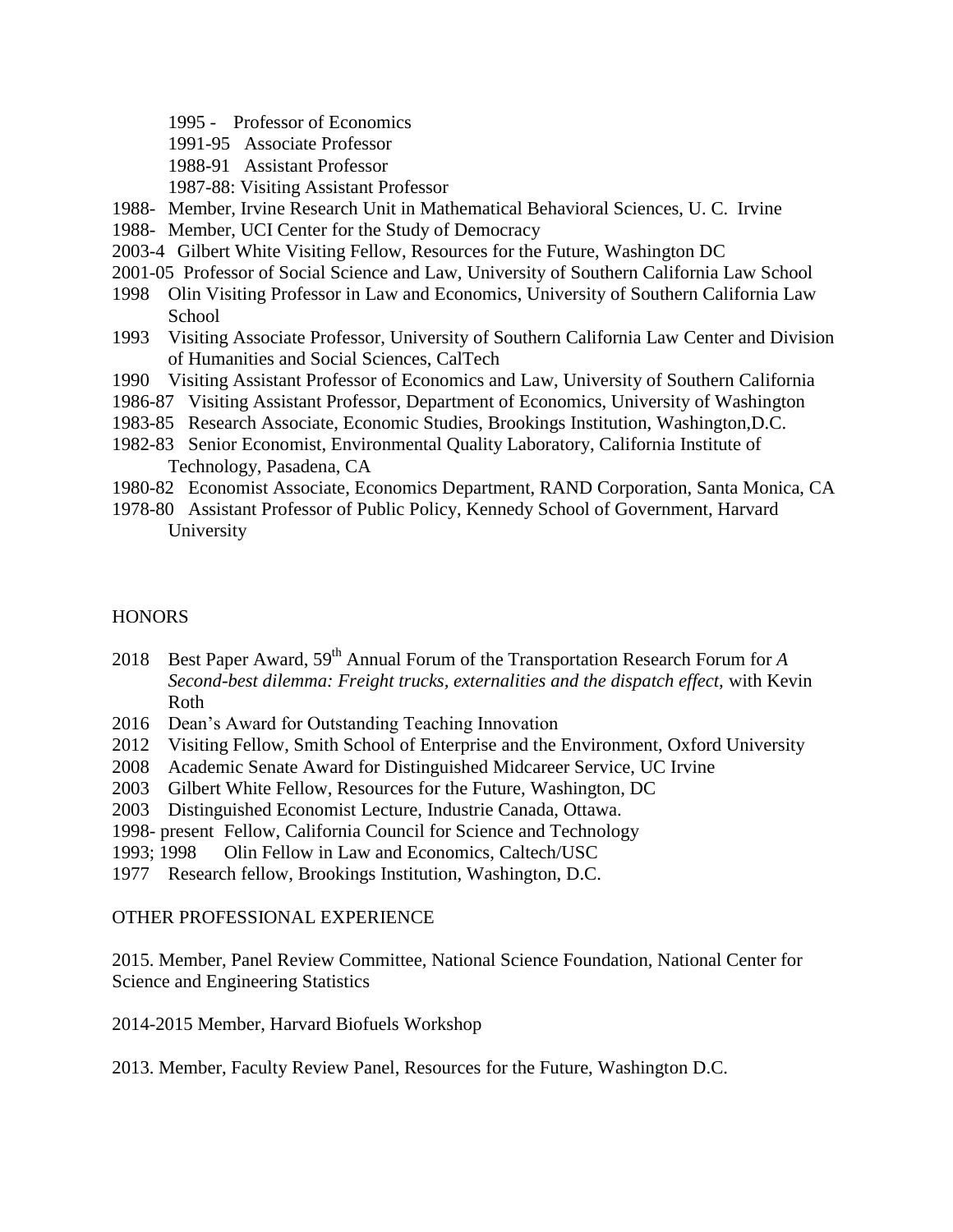1995 - Professor of Economics
1991-95 Associate Professor
1988-91 Assistant Professor
1987-88: Visiting Assistant Professor

1988- Member, Irvine Research Unit in Mathematical Behavioral Sciences, U. C. Irvine
1988- Member, UCI Center for the Study of Democracy
2003-4 Gilbert White Visiting Fellow, Resources for the Future, Washington DC
2001-05 Professor of Social Science and Law, University of Southern California Law School
1998 Olin Visiting Professor in Law and Economics, University of Southern California Law School
1993 Visiting Associate Professor, University of Southern California Law Center and Division of Humanities and Social Sciences, CalTech
1990 Visiting Assistant Professor of Economics and Law, University of Southern California
1986-87 Visiting Assistant Professor, Department of Economics, University of Washington
1983-85 Research Associate, Economic Studies, Brookings Institution, Washington,D.C.
1982-83 Senior Economist, Environmental Quality Laboratory, California Institute of Technology, Pasadena, CA
1980-82 Economist Associate, Economics Department, RAND Corporation, Santa Monica, CA
1978-80 Assistant Professor of Public Policy, Kennedy School of Government, Harvard University

## HONORS

2018 Best Paper Award, 59th Annual Forum of the Transportation Research Forum for *A Second-best dilemma: Freight trucks, externalities and the dispatch effect,* with Kevin Roth
2016 Dean's Award for Outstanding Teaching Innovation
2012 Visiting Fellow, Smith School of Enterprise and the Environment, Oxford University
2008 Academic Senate Award for Distinguished Midcareer Service, UC Irvine
2003 Gilbert White Fellow, Resources for the Future, Washington, DC
2003 Distinguished Economist Lecture, Industrie Canada, Ottawa.
1998- present Fellow, California Council for Science and Technology
1993; 1998 Olin Fellow in Law and Economics, Caltech/USC
1977 Research fellow, Brookings Institution, Washington, D.C.

## OTHER PROFESSIONAL EXPERIENCE

2015. Member, Panel Review Committee, National Science Foundation, National Center for Science and Engineering Statistics

2014-2015 Member, Harvard Biofuels Workshop

2013. Member, Faculty Review Panel, Resources for the Future, Washington D.C.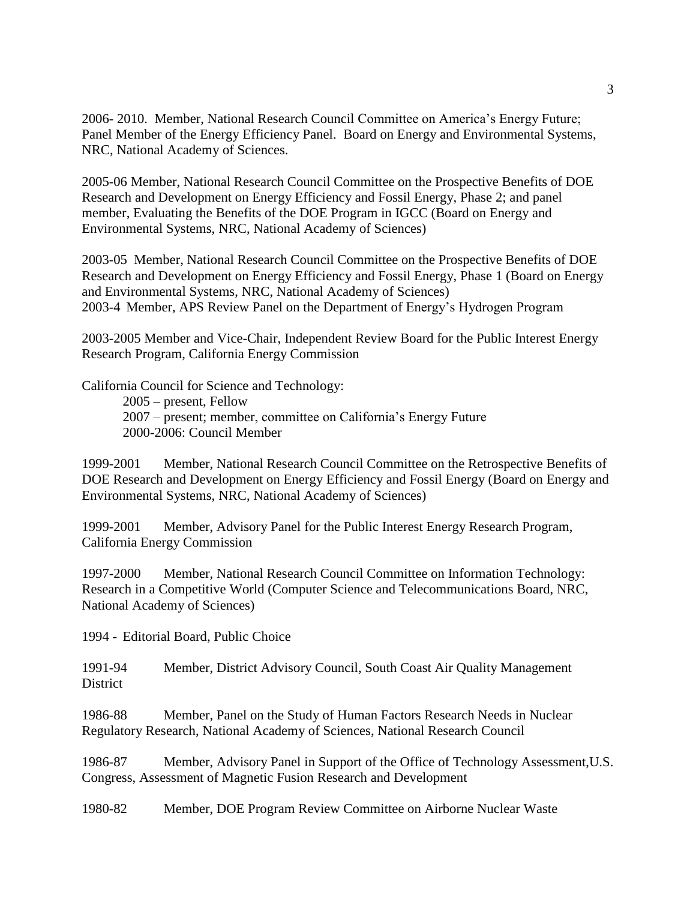2006- 2010. Member, National Research Council Committee on America's Energy Future; Panel Member of the Energy Efficiency Panel. Board on Energy and Environmental Systems, NRC, National Academy of Sciences.

2005-06 Member, National Research Council Committee on the Prospective Benefits of DOE Research and Development on Energy Efficiency and Fossil Energy, Phase 2; and panel member, Evaluating the Benefits of the DOE Program in IGCC (Board on Energy and Environmental Systems, NRC, National Academy of Sciences)

2003-05 Member, National Research Council Committee on the Prospective Benefits of DOE Research and Development on Energy Efficiency and Fossil Energy, Phase 1 (Board on Energy and Environmental Systems, NRC, National Academy of Sciences)
2003-4 Member, APS Review Panel on the Department of Energy's Hydrogen Program

2003-2005 Member and Vice-Chair, Independent Review Board for the Public Interest Energy Research Program, California Energy Commission

California Council for Science and Technology:

- 2005 – present, Fellow
- 2007 – present; member, committee on California's Energy Future
- 2000-2006: Council Member

1999-2001 Member, National Research Council Committee on the Retrospective Benefits of DOE Research and Development on Energy Efficiency and Fossil Energy (Board on Energy and Environmental Systems, NRC, National Academy of Sciences)

1999-2001 Member, Advisory Panel for the Public Interest Energy Research Program, California Energy Commission

1997-2000 Member, National Research Council Committee on Information Technology: Research in a Competitive World (Computer Science and Telecommunications Board, NRC, National Academy of Sciences)

1994 - Editorial Board, Public Choice

1991-94 Member, District Advisory Council, South Coast Air Quality Management District

1986-88 Member, Panel on the Study of Human Factors Research Needs in Nuclear Regulatory Research, National Academy of Sciences, National Research Council

1986-87 Member, Advisory Panel in Support of the Office of Technology Assessment,U.S. Congress, Assessment of Magnetic Fusion Research and Development

1980-82 Member, DOE Program Review Committee on Airborne Nuclear Waste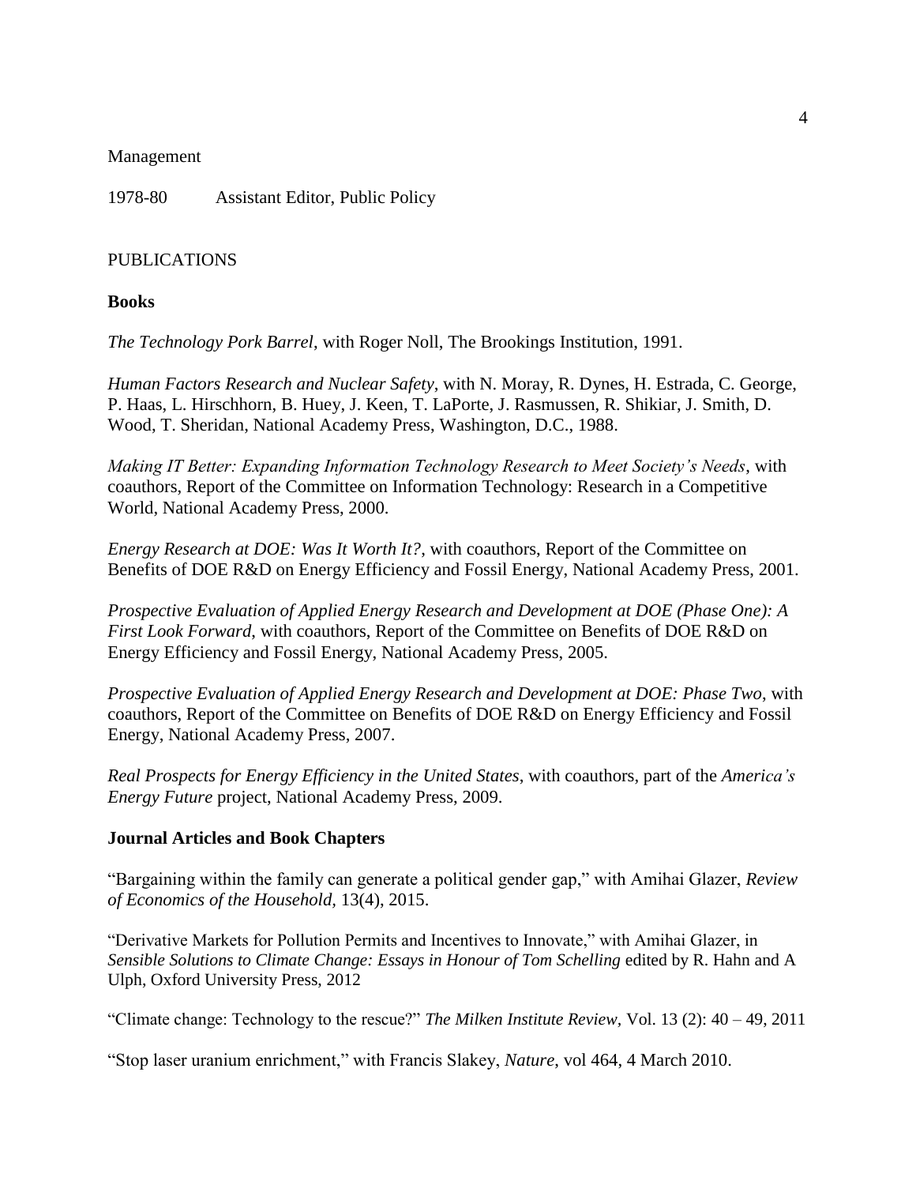Management

1978-80 Assistant Editor, Public Policy

PUBLICATIONS

**Books**

*The Technology Pork Barrel*, with Roger Noll, The Brookings Institution, 1991.

*Human Factors Research and Nuclear Safety*, with N. Moray, R. Dynes, H. Estrada, C. George, P. Haas, L. Hirschhorn, B. Huey, J. Keen, T. LaPorte, J. Rasmussen, R. Shikiar, J. Smith, D. Wood, T. Sheridan, National Academy Press, Washington, D.C., 1988.

*Making IT Better: Expanding Information Technology Research to Meet Society's Needs*, with coauthors, Report of the Committee on Information Technology: Research in a Competitive World, National Academy Press, 2000.

*Energy Research at DOE: Was It Worth It?*, with coauthors, Report of the Committee on Benefits of DOE R&D on Energy Efficiency and Fossil Energy, National Academy Press, 2001.

*Prospective Evaluation of Applied Energy Research and Development at DOE (Phase One): A First Look Forward*, with coauthors, Report of the Committee on Benefits of DOE R&D on Energy Efficiency and Fossil Energy, National Academy Press, 2005.

*Prospective Evaluation of Applied Energy Research and Development at DOE: Phase Two*, with coauthors, Report of the Committee on Benefits of DOE R&D on Energy Efficiency and Fossil Energy, National Academy Press, 2007.

*Real Prospects for Energy Efficiency in the United States*, with coauthors, part of the *America's Energy Future* project, National Academy Press, 2009.

**Journal Articles and Book Chapters**

"Bargaining within the family can generate a political gender gap," with Amihai Glazer, *Review of Economics of the Household*, 13(4), 2015.

"Derivative Markets for Pollution Permits and Incentives to Innovate," with Amihai Glazer, in *Sensible Solutions to Climate Change: Essays in Honour of Tom Schelling* edited by R. Hahn and A Ulph, Oxford University Press, 2012

"Climate change: Technology to the rescue?" *The Milken Institute Review*, Vol. 13 (2): 40 – 49, 2011

"Stop laser uranium enrichment," with Francis Slakey, *Nature*, vol 464, 4 March 2010.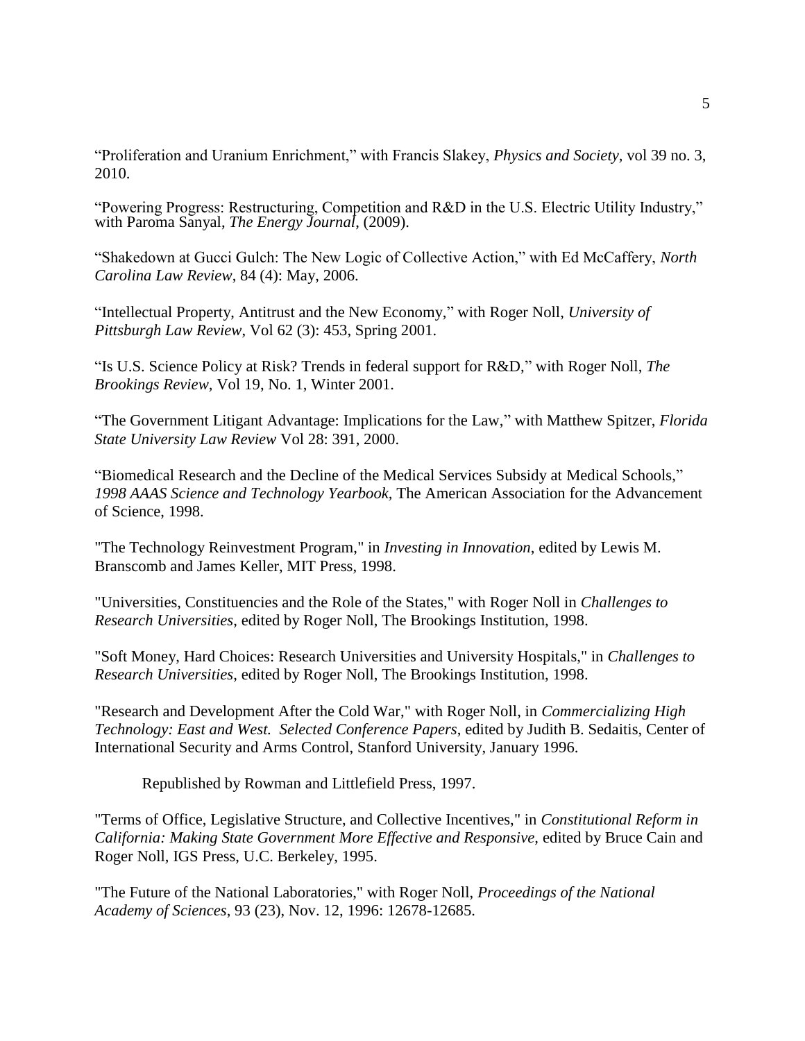“Proliferation and Uranium Enrichment,” with Francis Slakey, *Physics and Society*, vol 39 no. 3, 2010.

“Powering Progress: Restructuring, Competition and R&D in the U.S. Electric Utility Industry,” with Paroma Sanyal, *The Energy Journal*, (2009).

“Shakedown at Gucci Gulch: The New Logic of Collective Action,” with Ed McCaffery, *North Carolina Law Review*, 84 (4): May, 2006.

“Intellectual Property, Antitrust and the New Economy,” with Roger Noll, *University of Pittsburgh Law Review*, Vol 62 (3): 453, Spring 2001.

“Is U.S. Science Policy at Risk? Trends in federal support for R&D,” with Roger Noll, *The Brookings Review,* Vol 19, No. 1, Winter 2001.

“The Government Litigant Advantage: Implications for the Law,” with Matthew Spitzer, *Florida State University Law Review* Vol 28: 391, 2000.

“Biomedical Research and the Decline of the Medical Services Subsidy at Medical Schools,” *1998 AAAS Science and Technology Yearbook,* The American Association for the Advancement of Science, 1998.

"The Technology Reinvestment Program," in *Investing in Innovation*, edited by Lewis M. Branscomb and James Keller, MIT Press, 1998.

"Universities, Constituencies and the Role of the States," with Roger Noll in *Challenges to Research Universities*, edited by Roger Noll, The Brookings Institution, 1998.

"Soft Money, Hard Choices: Research Universities and University Hospitals," in *Challenges to Research Universities*, edited by Roger Noll, The Brookings Institution, 1998.

"Research and Development After the Cold War," with Roger Noll, in *Commercializing High Technology: East and West. Selected Conference Papers*, edited by Judith B. Sedaitis, Center of International Security and Arms Control, Stanford University, January 1996.

Republished by Rowman and Littlefield Press, 1997.

"Terms of Office, Legislative Structure, and Collective Incentives," in *Constitutional Reform in California: Making State Government More Effective and Responsive,* edited by Bruce Cain and Roger Noll, IGS Press, U.C. Berkeley, 1995.

"The Future of the National Laboratories," with Roger Noll, *Proceedings of the National Academy of Sciences*, 93 (23), Nov. 12, 1996: 12678-12685.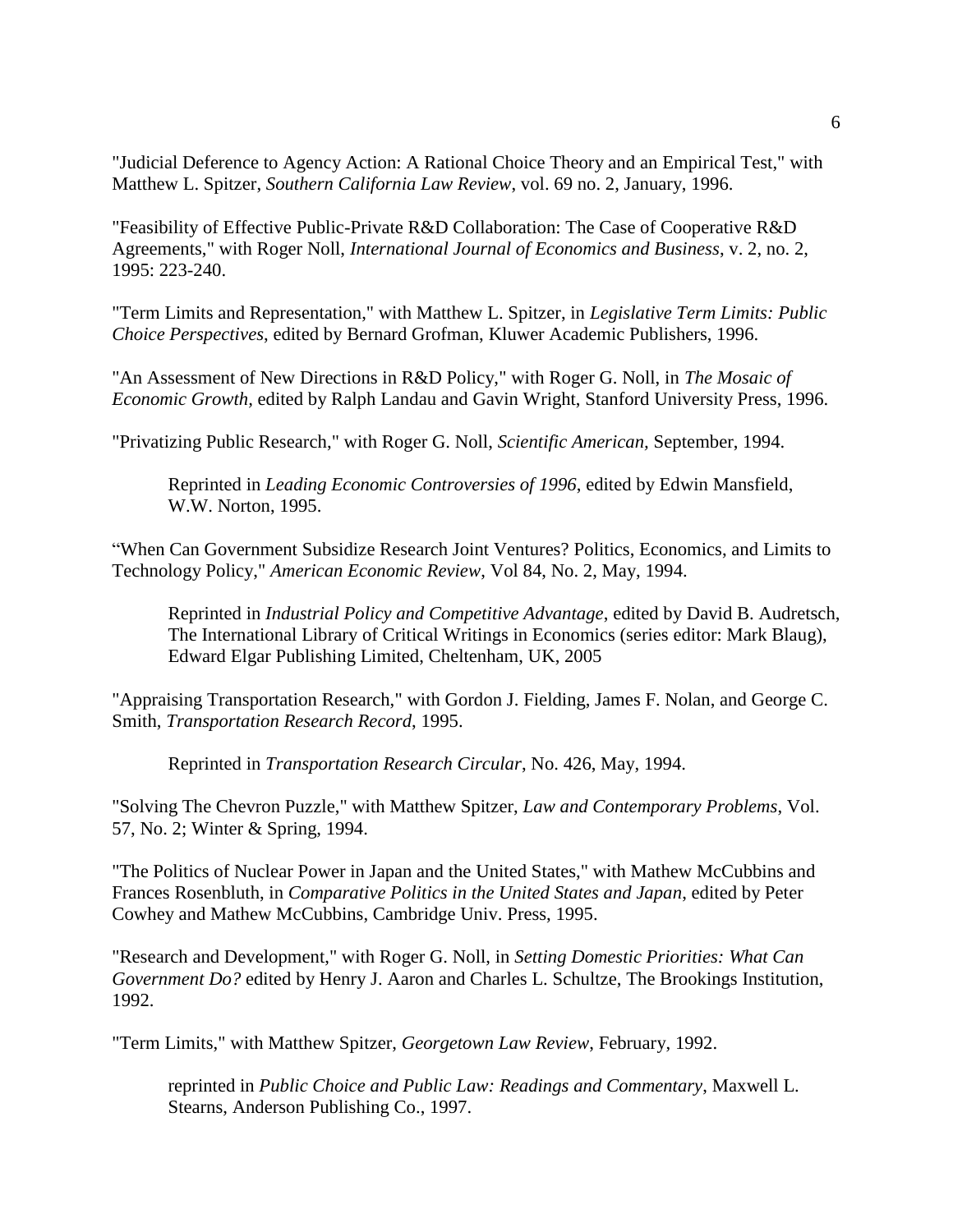"Judicial Deference to Agency Action: A Rational Choice Theory and an Empirical Test," with Matthew L. Spitzer, *Southern California Law Review*, vol. 69 no. 2, January, 1996.

"Feasibility of Effective Public-Private R&D Collaboration: The Case of Cooperative R&D Agreements," with Roger Noll, *International Journal of Economics and Business*, v. 2, no. 2, 1995: 223-240.

"Term Limits and Representation," with Matthew L. Spitzer, in *Legislative Term Limits: Public Choice Perspectives*, edited by Bernard Grofman, Kluwer Academic Publishers, 1996.

"An Assessment of New Directions in R&D Policy," with Roger G. Noll, in *The Mosaic of Economic Growth,* edited by Ralph Landau and Gavin Wright, Stanford University Press, 1996.

"Privatizing Public Research," with Roger G. Noll, *Scientific American,* September, 1994.

> Reprinted in *Leading Economic Controversies of 1996*, edited by Edwin Mansfield, W.W. Norton, 1995.

"When Can Government Subsidize Research Joint Ventures? Politics, Economics, and Limits to Technology Policy," *American Economic Review*, Vol 84, No. 2, May, 1994.

> Reprinted in *Industrial Policy and Competitive Advantage*, edited by David B. Audretsch, The International Library of Critical Writings in Economics (series editor: Mark Blaug), Edward Elgar Publishing Limited, Cheltenham, UK, 2005

"Appraising Transportation Research," with Gordon J. Fielding, James F. Nolan, and George C. Smith, *Transportation Research Record*, 1995.

> Reprinted in *Transportation Research Circular*, No. 426, May, 1994.

"Solving The Chevron Puzzle," with Matthew Spitzer, *Law and Contemporary Problems*, Vol. 57, No. 2; Winter & Spring, 1994.

"The Politics of Nuclear Power in Japan and the United States," with Mathew McCubbins and Frances Rosenbluth, in *Comparative Politics in the United States and Japan*, edited by Peter Cowhey and Mathew McCubbins, Cambridge Univ. Press, 1995.

"Research and Development," with Roger G. Noll, in *Setting Domestic Priorities: What Can Government Do?* edited by Henry J. Aaron and Charles L. Schultze, The Brookings Institution, 1992.

"Term Limits," with Matthew Spitzer, *Georgetown Law Review*, February, 1992.

> reprinted in *Public Choice and Public Law: Readings and Commentary*, Maxwell L. Stearns, Anderson Publishing Co., 1997.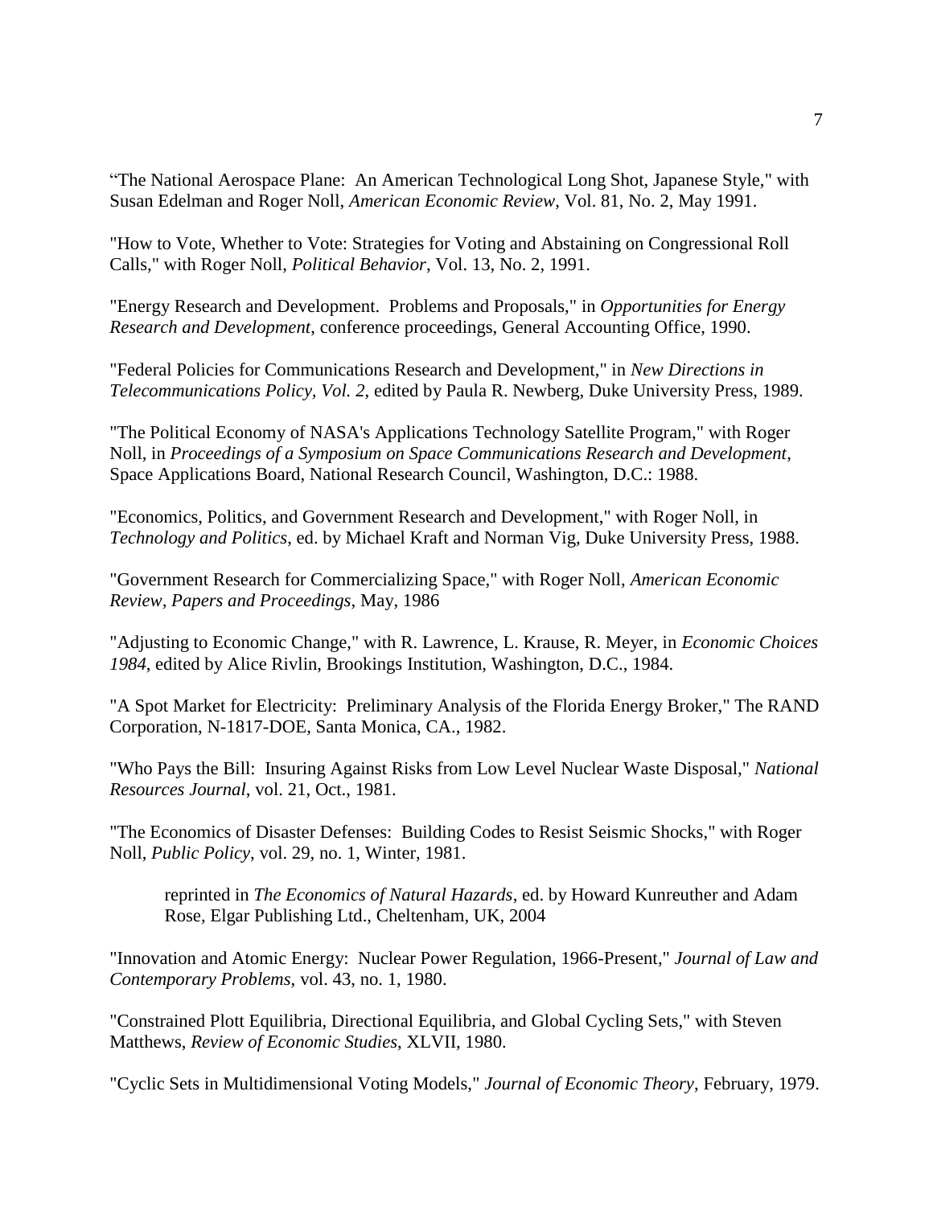"The National Aerospace Plane: An American Technological Long Shot, Japanese Style," with Susan Edelman and Roger Noll, *American Economic Review*, Vol. 81, No. 2, May 1991.

"How to Vote, Whether to Vote: Strategies for Voting and Abstaining on Congressional Roll Calls," with Roger Noll, *Political Behavior*, Vol. 13, No. 2, 1991.

"Energy Research and Development. Problems and Proposals," in *Opportunities for Energy Research and Development*, conference proceedings, General Accounting Office, 1990.

"Federal Policies for Communications Research and Development," in *New Directions in Telecommunications Policy, Vol. 2*, edited by Paula R. Newberg, Duke University Press, 1989.

"The Political Economy of NASA's Applications Technology Satellite Program," with Roger Noll, in *Proceedings of a Symposium on Space Communications Research and Development*, Space Applications Board, National Research Council, Washington, D.C.: 1988.

"Economics, Politics, and Government Research and Development," with Roger Noll, in *Technology and Politics*, ed. by Michael Kraft and Norman Vig, Duke University Press, 1988.

"Government Research for Commercializing Space," with Roger Noll, *American Economic Review, Papers and Proceedings*, May, 1986

"Adjusting to Economic Change," with R. Lawrence, L. Krause, R. Meyer, in *Economic Choices 1984*, edited by Alice Rivlin, Brookings Institution, Washington, D.C., 1984.

"A Spot Market for Electricity: Preliminary Analysis of the Florida Energy Broker," The RAND Corporation, N-1817-DOE, Santa Monica, CA., 1982.

"Who Pays the Bill: Insuring Against Risks from Low Level Nuclear Waste Disposal," *National Resources Journal*, vol. 21, Oct., 1981.

"The Economics of Disaster Defenses: Building Codes to Resist Seismic Shocks," with Roger Noll, *Public Policy*, vol. 29, no. 1, Winter, 1981.

> reprinted in *The Economics of Natural Hazards*, ed. by Howard Kunreuther and Adam Rose, Elgar Publishing Ltd., Cheltenham, UK, 2004

"Innovation and Atomic Energy: Nuclear Power Regulation, 1966-Present," *Journal of Law and Contemporary Problems*, vol. 43, no. 1, 1980.

"Constrained Plott Equilibria, Directional Equilibria, and Global Cycling Sets," with Steven Matthews, *Review of Economic Studies*, XLVII, 1980.

"Cyclic Sets in Multidimensional Voting Models," *Journal of Economic Theory*, February, 1979.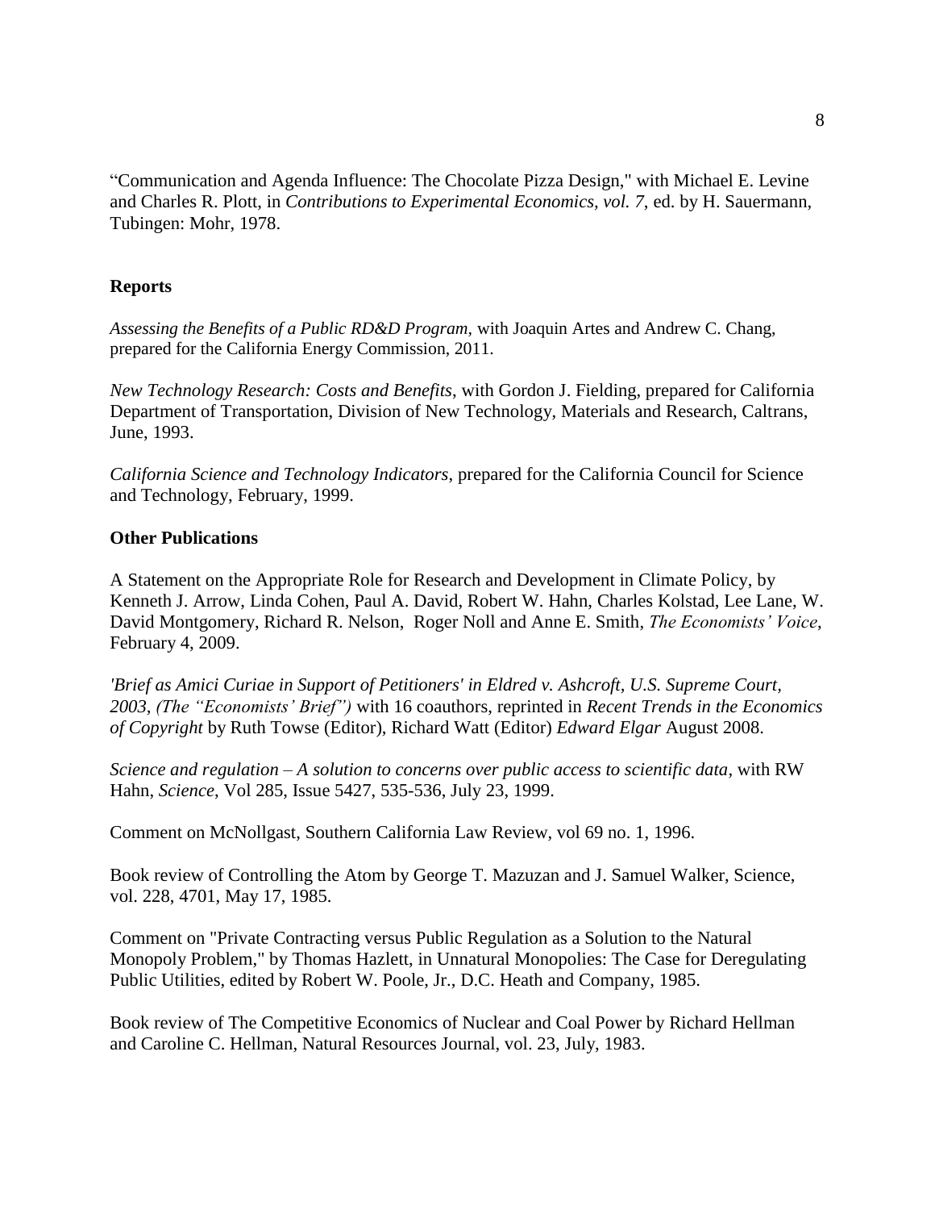"Communication and Agenda Influence: The Chocolate Pizza Design," with Michael E. Levine and Charles R. Plott, in *Contributions to Experimental Economics, vol. 7*, ed. by H. Sauermann, Tubingen: Mohr, 1978.

**Reports**

*Assessing the Benefits of a Public RD&D Program*, with Joaquin Artes and Andrew C. Chang, prepared for the California Energy Commission, 2011.

*New Technology Research: Costs and Benefits*, with Gordon J. Fielding, prepared for California Department of Transportation, Division of New Technology, Materials and Research, Caltrans, June, 1993.

*California Science and Technology Indicators*, prepared for the California Council for Science and Technology, February, 1999.

**Other Publications**

A Statement on the Appropriate Role for Research and Development in Climate Policy, by Kenneth J. Arrow, Linda Cohen, Paul A. David, Robert W. Hahn, Charles Kolstad, Lee Lane, W. David Montgomery, Richard R. Nelson, Roger Noll and Anne E. Smith, *The Economists' Voice*, February 4, 2009.

*'Brief as Amici Curiae in Support of Petitioners' in Eldred v. Ashcroft, U.S. Supreme Court, 2003, (The "Economists' Brief")* with 16 coauthors, reprinted in *Recent Trends in the Economics of Copyright* by Ruth Towse (Editor), Richard Watt (Editor) *Edward Elgar* August 2008.

*Science and regulation – A solution to concerns over public access to scientific data*, with RW Hahn, *Science*, Vol 285, Issue 5427, 535-536, July 23, 1999.

Comment on McNollgast, Southern California Law Review, vol 69 no. 1, 1996.

Book review of Controlling the Atom by George T. Mazuzan and J. Samuel Walker, Science, vol. 228, 4701, May 17, 1985.

Comment on "Private Contracting versus Public Regulation as a Solution to the Natural Monopoly Problem," by Thomas Hazlett, in Unnatural Monopolies: The Case for Deregulating Public Utilities, edited by Robert W. Poole, Jr., D.C. Heath and Company, 1985.

Book review of The Competitive Economics of Nuclear and Coal Power by Richard Hellman and Caroline C. Hellman, Natural Resources Journal, vol. 23, July, 1983.